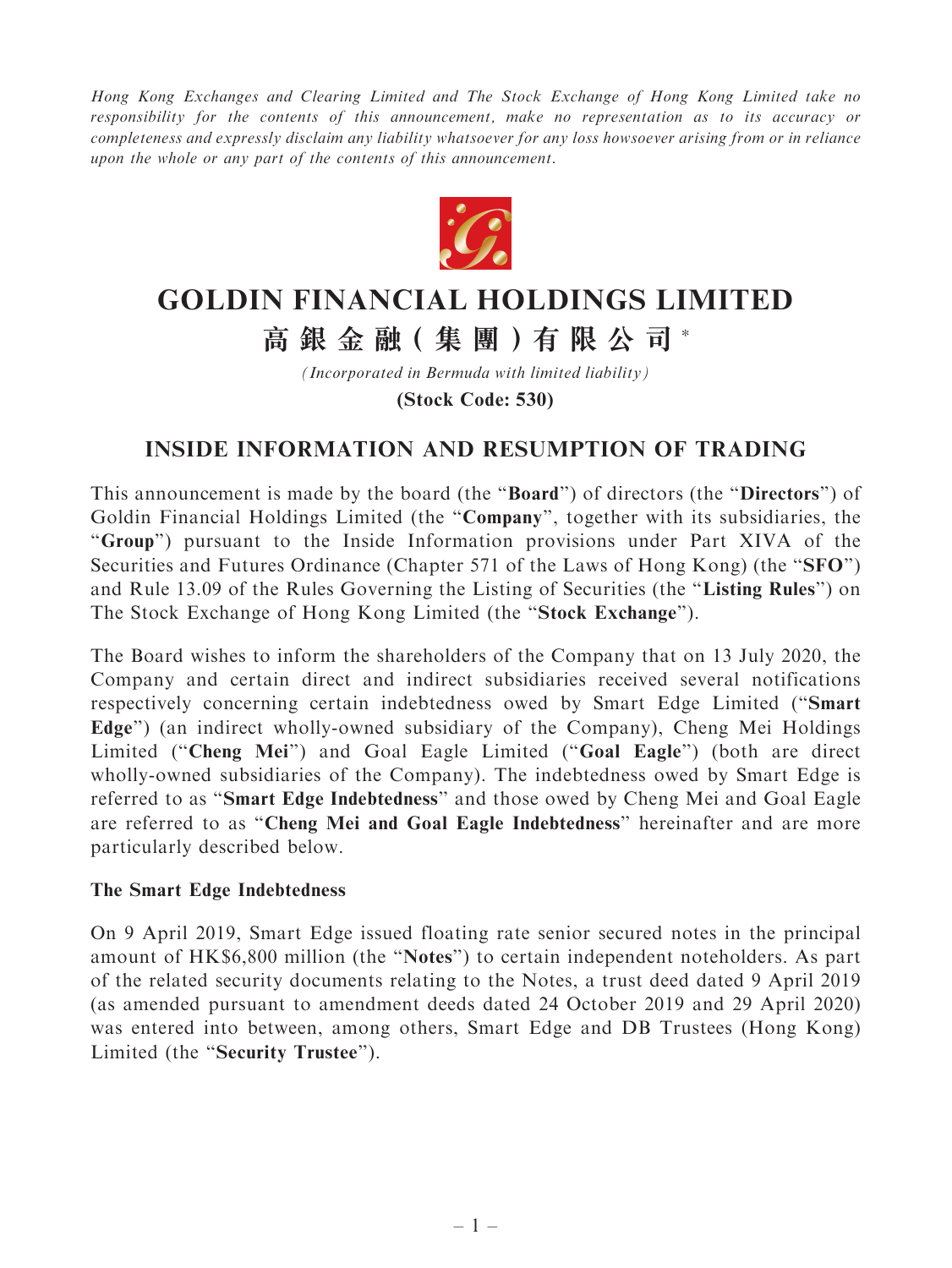*Hong Kong Exchanges and Clearing Limited and The Stock Exchange of Hong Kong Limited take no responsibility for the contents of this announcement, make no representation as to its accuracy or completeness and expressly disclaim any liability whatsoever for any loss howsoever arising from or in reliance upon the whole or any part of the contents of this announcement.*

# GOLDIN FINANCIAL HOLDINGS LIMITED

# 高銀金融(集團)有限公司*

*(Incorporated in Bermuda with limited liability)*

**(Stock Code: 530)**

## INSIDE INFORMATION AND RESUMPTION OF TRADING

This announcement is made by the board (the "**Board**") of directors (the "**Directors**") of Goldin Financial Holdings Limited (the "**Company**", together with its subsidiaries, the "**Group**") pursuant to the Inside Information provisions under Part XIVA of the Securities and Futures Ordinance (Chapter 571 of the Laws of Hong Kong) (the "**SFO**") and Rule 13.09 of the Rules Governing the Listing of Securities (the "**Listing Rules**") on The Stock Exchange of Hong Kong Limited (the "**Stock Exchange**").

The Board wishes to inform the shareholders of the Company that on 13 July 2020, the Company and certain direct and indirect subsidiaries received several notifications respectively concerning certain indebtedness owed by Smart Edge Limited ("**Smart Edge**") (an indirect wholly-owned subsidiary of the Company), Cheng Mei Holdings Limited ("**Cheng Mei**") and Goal Eagle Limited ("**Goal Eagle**") (both are direct wholly-owned subsidiaries of the Company). The indebtedness owed by Smart Edge is referred to as "**Smart Edge Indebtedness**" and those owed by Cheng Mei and Goal Eagle are referred to as "**Cheng Mei and Goal Eagle Indebtedness**" hereinafter and are more particularly described below.

### The Smart Edge Indebtedness

On 9 April 2019, Smart Edge issued floating rate senior secured notes in the principal amount of HK$6,800 million (the "**Notes**") to certain independent noteholders. As part of the related security documents relating to the Notes, a trust deed dated 9 April 2019 (as amended pursuant to amendment deeds dated 24 October 2019 and 29 April 2020) was entered into between, among others, Smart Edge and DB Trustees (Hong Kong) Limited (the "**Security Trustee**").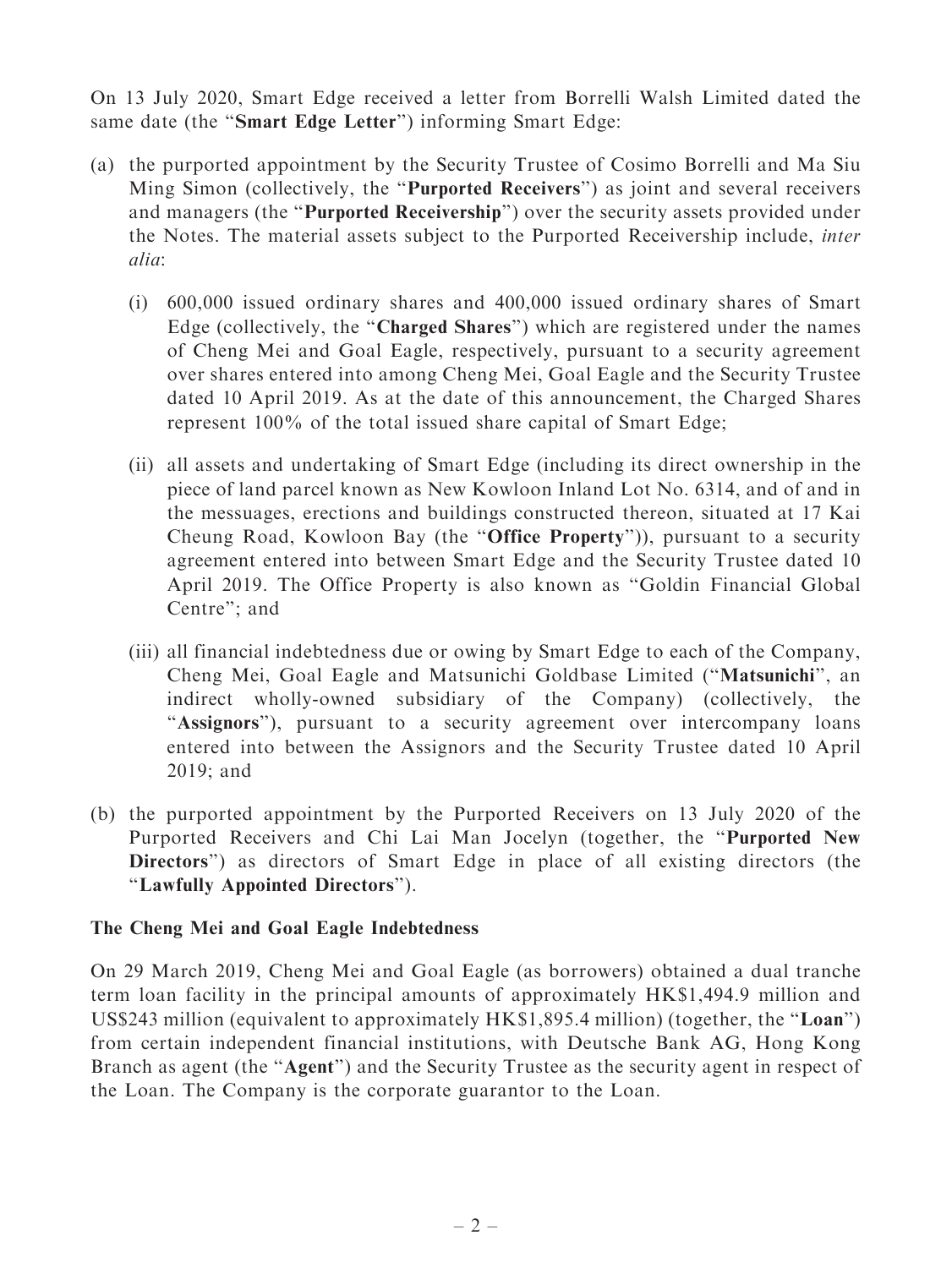On 13 July 2020, Smart Edge received a letter from Borrelli Walsh Limited dated the same date (the "**Smart Edge Letter**") informing Smart Edge:

(a) the purported appointment by the Security Trustee of Cosimo Borrelli and Ma Siu Ming Simon (collectively, the "**Purported Receivers**") as joint and several receivers and managers (the "**Purported Receivership**") over the security assets provided under the Notes. The material assets subject to the Purported Receivership include, *inter alia*:

   (i) 600,000 issued ordinary shares and 400,000 issued ordinary shares of Smart Edge (collectively, the "**Charged Shares**") which are registered under the names of Cheng Mei and Goal Eagle, respectively, pursuant to a security agreement over shares entered into among Cheng Mei, Goal Eagle and the Security Trustee dated 10 April 2019. As at the date of this announcement, the Charged Shares represent 100% of the total issued share capital of Smart Edge;

   (ii) all assets and undertaking of Smart Edge (including its direct ownership in the piece of land parcel known as New Kowloon Inland Lot No. 6314, and of and in the messuages, erections and buildings constructed thereon, situated at 17 Kai Cheung Road, Kowloon Bay (the "**Office Property**")), pursuant to a security agreement entered into between Smart Edge and the Security Trustee dated 10 April 2019. The Office Property is also known as "Goldin Financial Global Centre"; and

   (iii) all financial indebtedness due or owing by Smart Edge to each of the Company, Cheng Mei, Goal Eagle and Matsunichi Goldbase Limited ("**Matsunichi**", an indirect wholly-owned subsidiary of the Company) (collectively, the "**Assignors**"), pursuant to a security agreement over intercompany loans entered into between the Assignors and the Security Trustee dated 10 April 2019; and

(b) the purported appointment by the Purported Receivers on 13 July 2020 of the Purported Receivers and Chi Lai Man Jocelyn (together, the "**Purported New Directors**") as directors of Smart Edge in place of all existing directors (the "**Lawfully Appointed Directors**").

**The Cheng Mei and Goal Eagle Indebtedness**

On 29 March 2019, Cheng Mei and Goal Eagle (as borrowers) obtained a dual tranche term loan facility in the principal amounts of approximately HK$1,494.9 million and US$243 million (equivalent to approximately HK$1,895.4 million) (together, the "**Loan**") from certain independent financial institutions, with Deutsche Bank AG, Hong Kong Branch as agent (the "**Agent**") and the Security Trustee as the security agent in respect of the Loan. The Company is the corporate guarantor to the Loan.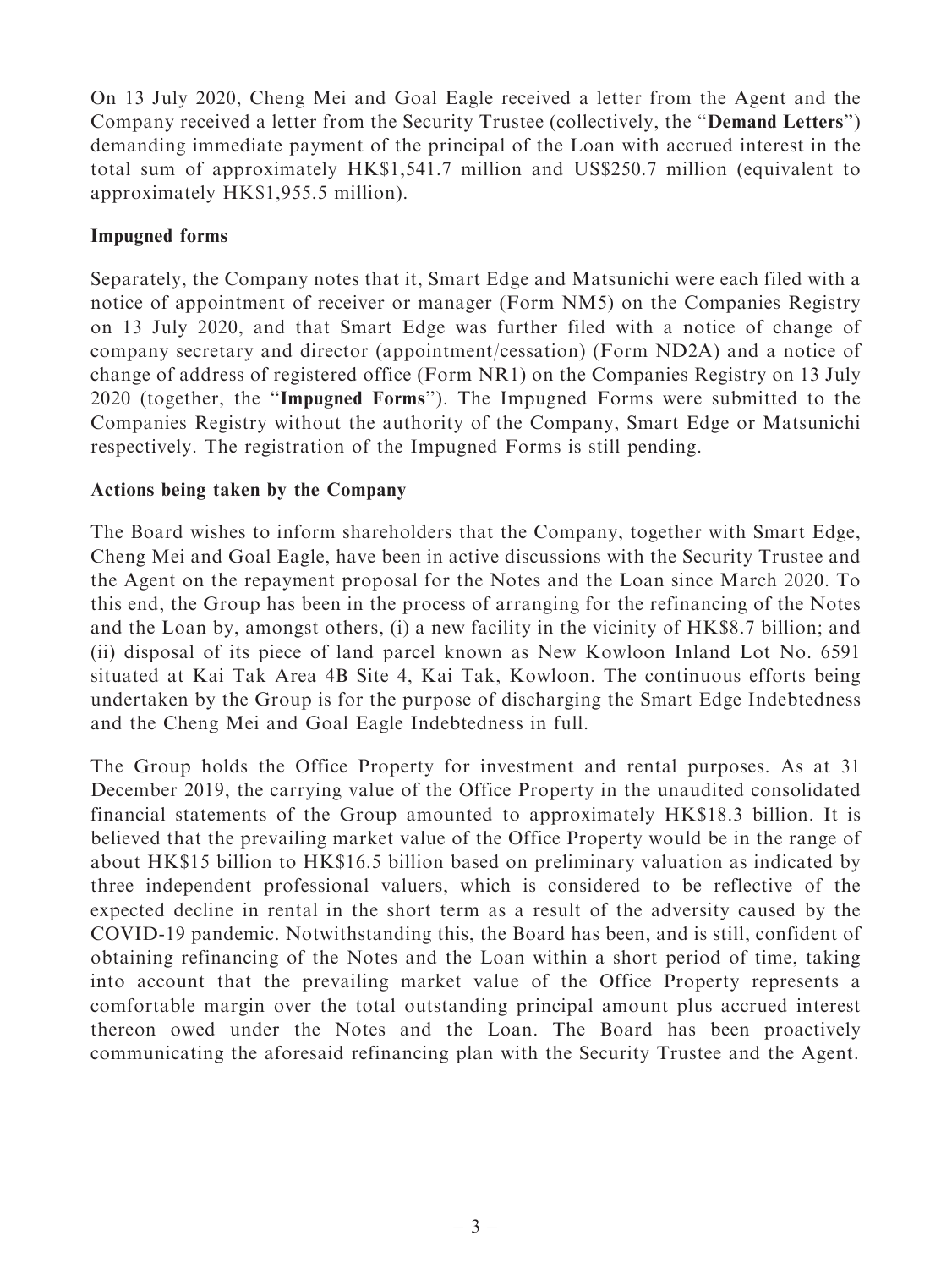On 13 July 2020, Cheng Mei and Goal Eagle received a letter from the Agent and the Company received a letter from the Security Trustee (collectively, the "**Demand Letters**") demanding immediate payment of the principal of the Loan with accrued interest in the total sum of approximately HK$1,541.7 million and US$250.7 million (equivalent to approximately HK$1,955.5 million).

**Impugned forms**

Separately, the Company notes that it, Smart Edge and Matsunichi were each filed with a notice of appointment of receiver or manager (Form NM5) on the Companies Registry on 13 July 2020, and that Smart Edge was further filed with a notice of change of company secretary and director (appointment/cessation) (Form ND2A) and a notice of change of address of registered office (Form NR1) on the Companies Registry on 13 July 2020 (together, the "**Impugned Forms**"). The Impugned Forms were submitted to the Companies Registry without the authority of the Company, Smart Edge or Matsunichi respectively. The registration of the Impugned Forms is still pending.

**Actions being taken by the Company**

The Board wishes to inform shareholders that the Company, together with Smart Edge, Cheng Mei and Goal Eagle, have been in active discussions with the Security Trustee and the Agent on the repayment proposal for the Notes and the Loan since March 2020. To this end, the Group has been in the process of arranging for the refinancing of the Notes and the Loan by, amongst others, (i) a new facility in the vicinity of HK$8.7 billion; and (ii) disposal of its piece of land parcel known as New Kowloon Inland Lot No. 6591 situated at Kai Tak Area 4B Site 4, Kai Tak, Kowloon. The continuous efforts being undertaken by the Group is for the purpose of discharging the Smart Edge Indebtedness and the Cheng Mei and Goal Eagle Indebtedness in full.

The Group holds the Office Property for investment and rental purposes. As at 31 December 2019, the carrying value of the Office Property in the unaudited consolidated financial statements of the Group amounted to approximately HK$18.3 billion. It is believed that the prevailing market value of the Office Property would be in the range of about HK$15 billion to HK$16.5 billion based on preliminary valuation as indicated by three independent professional valuers, which is considered to be reflective of the expected decline in rental in the short term as a result of the adversity caused by the COVID-19 pandemic. Notwithstanding this, the Board has been, and is still, confident of obtaining refinancing of the Notes and the Loan within a short period of time, taking into account that the prevailing market value of the Office Property represents a comfortable margin over the total outstanding principal amount plus accrued interest thereon owed under the Notes and the Loan. The Board has been proactively communicating the aforesaid refinancing plan with the Security Trustee and the Agent.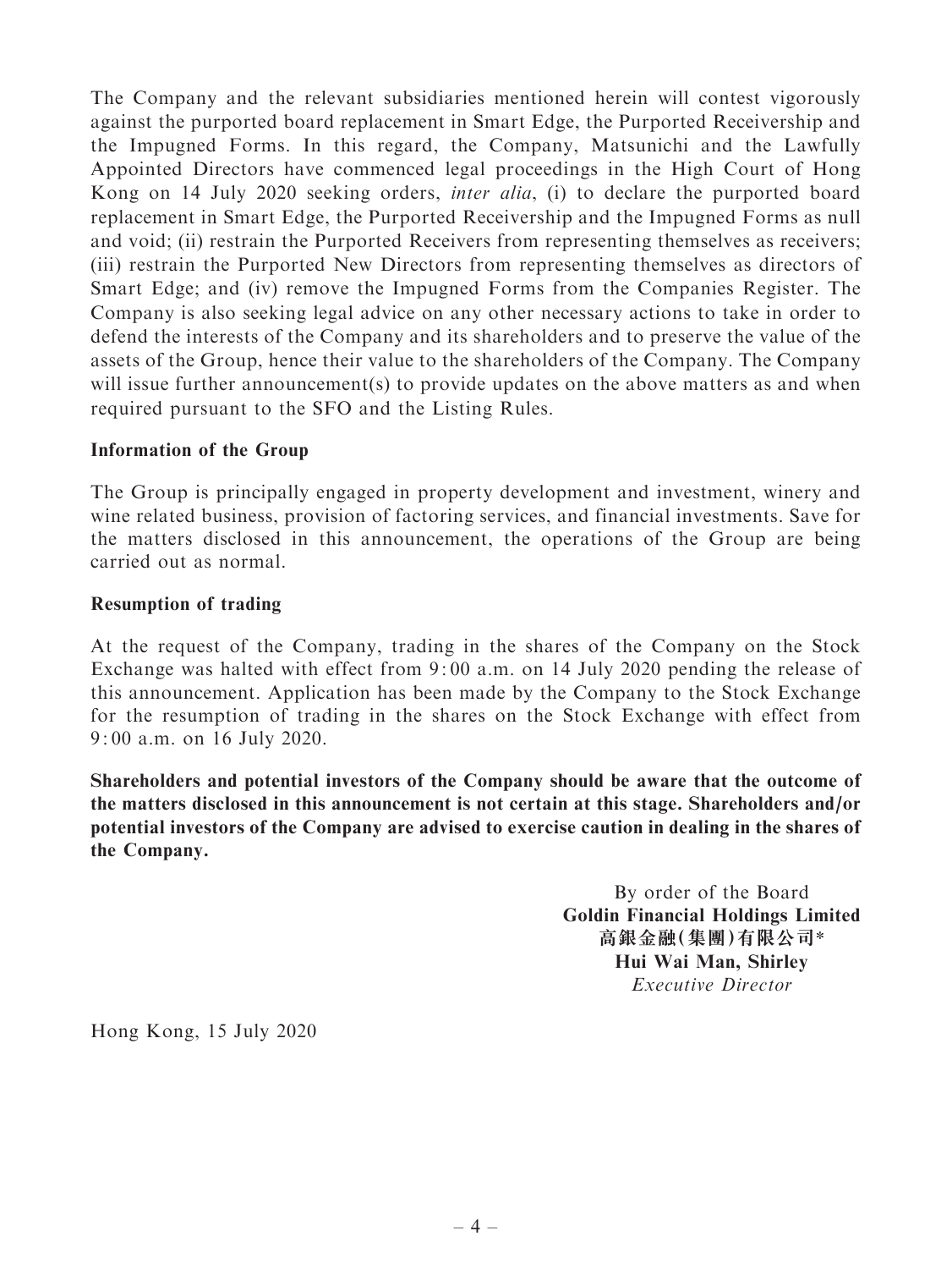The Company and the relevant subsidiaries mentioned herein will contest vigorously against the purported board replacement in Smart Edge, the Purported Receivership and the Impugned Forms. In this regard, the Company, Matsunichi and the Lawfully Appointed Directors have commenced legal proceedings in the High Court of Hong Kong on 14 July 2020 seeking orders, *inter alia*, (i) to declare the purported board replacement in Smart Edge, the Purported Receivership and the Impugned Forms as null and void; (ii) restrain the Purported Receivers from representing themselves as receivers; (iii) restrain the Purported New Directors from representing themselves as directors of Smart Edge; and (iv) remove the Impugned Forms from the Companies Register. The Company is also seeking legal advice on any other necessary actions to take in order to defend the interests of the Company and its shareholders and to preserve the value of the assets of the Group, hence their value to the shareholders of the Company. The Company will issue further announcement(s) to provide updates on the above matters as and when required pursuant to the SFO and the Listing Rules.

**Information of the Group**

The Group is principally engaged in property development and investment, winery and wine related business, provision of factoring services, and financial investments. Save for the matters disclosed in this announcement, the operations of the Group are being carried out as normal.

**Resumption of trading**

At the request of the Company, trading in the shares of the Company on the Stock Exchange was halted with effect from 9:00 a.m. on 14 July 2020 pending the release of this announcement. Application has been made by the Company to the Stock Exchange for the resumption of trading in the shares on the Stock Exchange with effect from 9:00 a.m. on 16 July 2020.

**Shareholders and potential investors of the Company should be aware that the outcome of the matters disclosed in this announcement is not certain at this stage. Shareholders and/or potential investors of the Company are advised to exercise caution in dealing in the shares of the Company.**

By order of the Board
**Goldin Financial Holdings Limited**
**高銀金融(集團)有限公司***
**Hui Wai Man, Shirley**
*Executive Director*

Hong Kong, 15 July 2020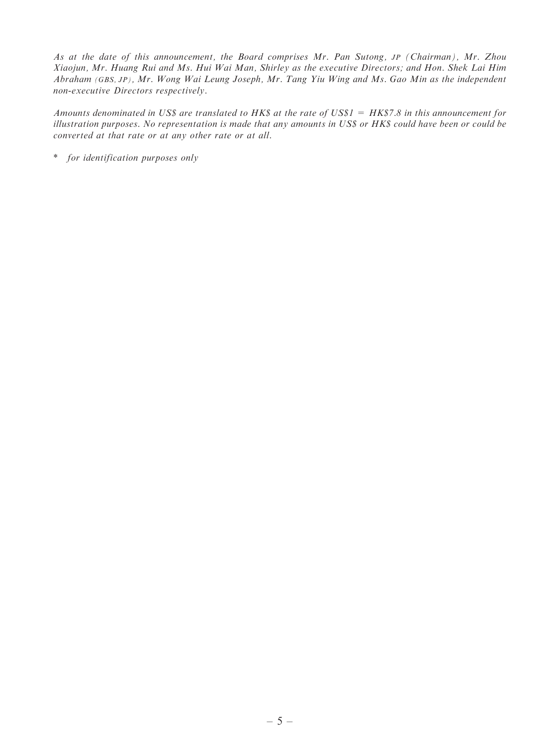*As at the date of this announcement, the Board comprises Mr. Pan Sutong, JP (Chairman), Mr. Zhou Xiaojun, Mr. Huang Rui and Ms. Hui Wai Man, Shirley as the executive Directors; and Hon. Shek Lai Him Abraham (GBS, JP), Mr. Wong Wai Leung Joseph, Mr. Tang Yiu Wing and Ms. Gao Min as the independent non-executive Directors respectively.*

*Amounts denominated in US$ are translated to HK$ at the rate of US$1 = HK$7.8 in this announcement for illustration purposes. No representation is made that any amounts in US$ or HK$ could have been or could be converted at that rate or at any other rate or at all.*

\* *for identification purposes only*